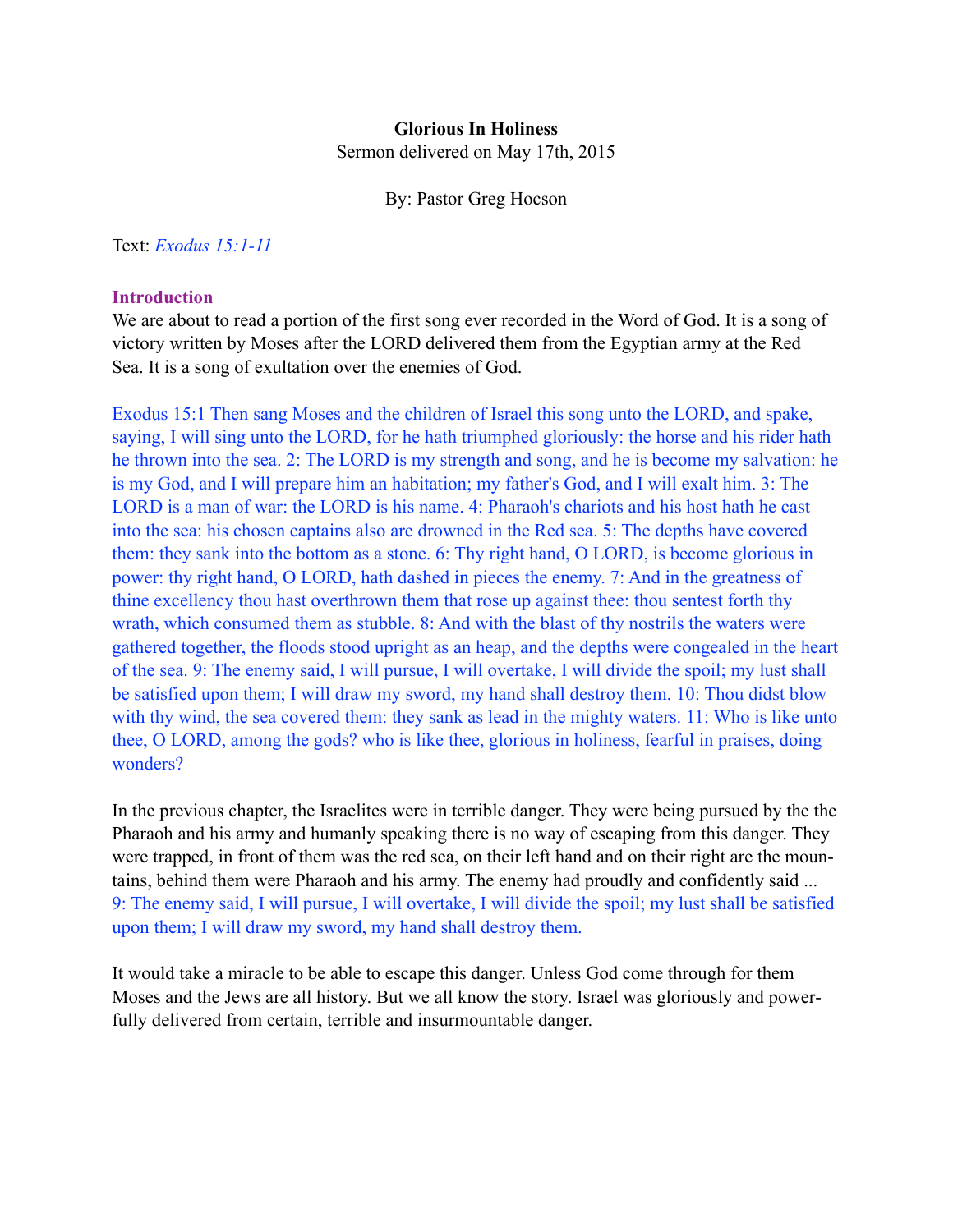**Glorious In Holiness**

Sermon delivered on May 17th, 2015

By: Pastor Greg Hocson

Text: *Exodus 15:1-11*

## Introduction

We are about to read a portion of the first song ever recorded in the Word of God. It is a song of victory written by Moses after the LORD delivered them from the Egyptian army at the Red Sea. It is a song of exultation over the enemies of God.

Exodus 15:1 Then sang Moses and the children of Israel this song unto the LORD, and spake, saying, I will sing unto the LORD, for he hath triumphed gloriously: the horse and his rider hath he thrown into the sea. 2: The LORD is my strength and song, and he is become my salvation: he is my God, and I will prepare him an habitation; my father's God, and I will exalt him. 3: The LORD is a man of war: the LORD is his name. 4: Pharaoh's chariots and his host hath he cast into the sea: his chosen captains also are drowned in the Red sea. 5: The depths have covered them: they sank into the bottom as a stone. 6: Thy right hand, O LORD, is become glorious in power: thy right hand, O LORD, hath dashed in pieces the enemy. 7: And in the greatness of thine excellency thou hast overthrown them that rose up against thee: thou sentest forth thy wrath, which consumed them as stubble. 8: And with the blast of thy nostrils the waters were gathered together, the floods stood upright as an heap, and the depths were congealed in the heart of the sea. 9: The enemy said, I will pursue, I will overtake, I will divide the spoil; my lust shall be satisfied upon them; I will draw my sword, my hand shall destroy them. 10: Thou didst blow with thy wind, the sea covered them: they sank as lead in the mighty waters. 11: Who is like unto thee, O LORD, among the gods? who is like thee, glorious in holiness, fearful in praises, doing wonders?

In the previous chapter, the Israelites were in terrible danger. They were being pursued by the the Pharaoh and his army and humanly speaking there is no way of escaping from this danger. They were trapped, in front of them was the red sea, on their left hand and on their right are the mountains, behind them were Pharaoh and his army. The enemy had proudly and confidently said ...
9: The enemy said, I will pursue, I will overtake, I will divide the spoil; my lust shall be satisfied upon them; I will draw my sword, my hand shall destroy them.

It would take a miracle to be able to escape this danger. Unless God come through for them Moses and the Jews are all history. But we all know the story. Israel was gloriously and powerfully delivered from certain, terrible and insurmountable danger.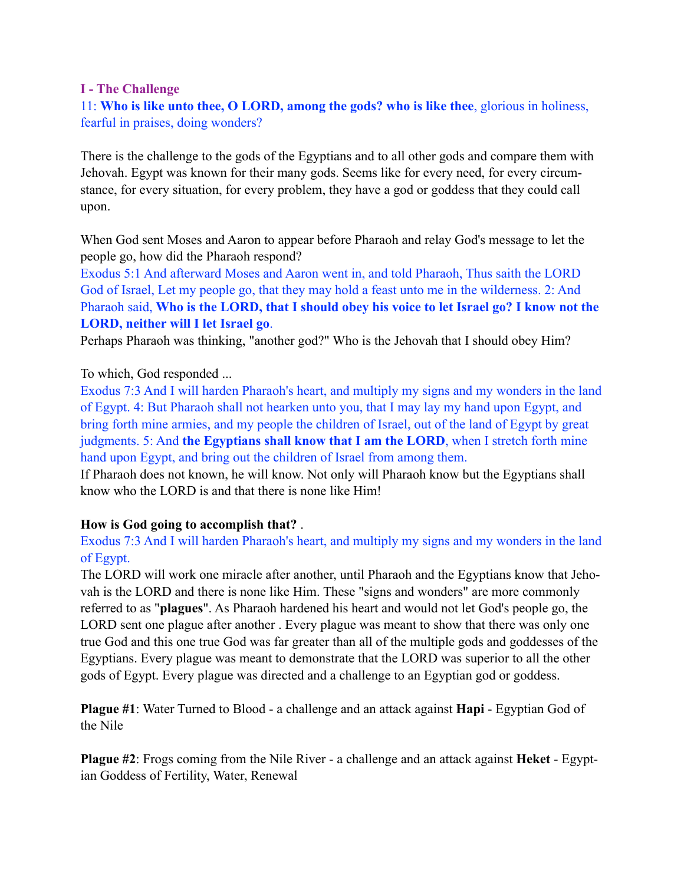### I - The Challenge

11: **Who is like unto thee, O LORD, among the gods? who is like thee**, glorious in holiness, fearful in praises, doing wonders?

There is the challenge to the gods of the Egyptians and to all other gods and compare them with Jehovah. Egypt was known for their many gods. Seems like for every need, for every circumstance, for every situation, for every problem, they have a god or goddess that they could call upon.

When God sent Moses and Aaron to appear before Pharaoh and relay God's message to let the people go, how did the Pharaoh respond?

Exodus 5:1 And afterward Moses and Aaron went in, and told Pharaoh, Thus saith the LORD God of Israel, Let my people go, that they may hold a feast unto me in the wilderness. 2: And Pharaoh said, **Who is the LORD, that I should obey his voice to let Israel go? I know not the LORD, neither will I let Israel go**.

Perhaps Pharaoh was thinking, "another god?" Who is the Jehovah that I should obey Him?

To which, God responded ...

Exodus 7:3 And I will harden Pharaoh's heart, and multiply my signs and my wonders in the land of Egypt. 4: But Pharaoh shall not hearken unto you, that I may lay my hand upon Egypt, and bring forth mine armies, and my people the children of Israel, out of the land of Egypt by great judgments. 5: And **the Egyptians shall know that I am the LORD**, when I stretch forth mine hand upon Egypt, and bring out the children of Israel from among them.

If Pharaoh does not known, he will know. Not only will Pharaoh know but the Egyptians shall know who the LORD is and that there is none like Him!

**How is God going to accomplish that?** .

Exodus 7:3 And I will harden Pharaoh's heart, and multiply my signs and my wonders in the land of Egypt.

The LORD will work one miracle after another, until Pharaoh and the Egyptians know that Jehovah is the LORD and there is none like Him. These "signs and wonders" are more commonly referred to as "**plagues**". As Pharaoh hardened his heart and would not let God's people go, the LORD sent one plague after another . Every plague was meant to show that there was only one true God and this one true God was far greater than all of the multiple gods and goddesses of the Egyptians. Every plague was meant to demonstrate that the LORD was superior to all the other gods of Egypt. Every plague was directed and a challenge to an Egyptian god or goddess.

**Plague #1**: Water Turned to Blood - a challenge and an attack against **Hapi** - Egyptian God of the Nile

**Plague #2**: Frogs coming from the Nile River - a challenge and an attack against **Heket** - Egyptian Goddess of Fertility, Water, Renewal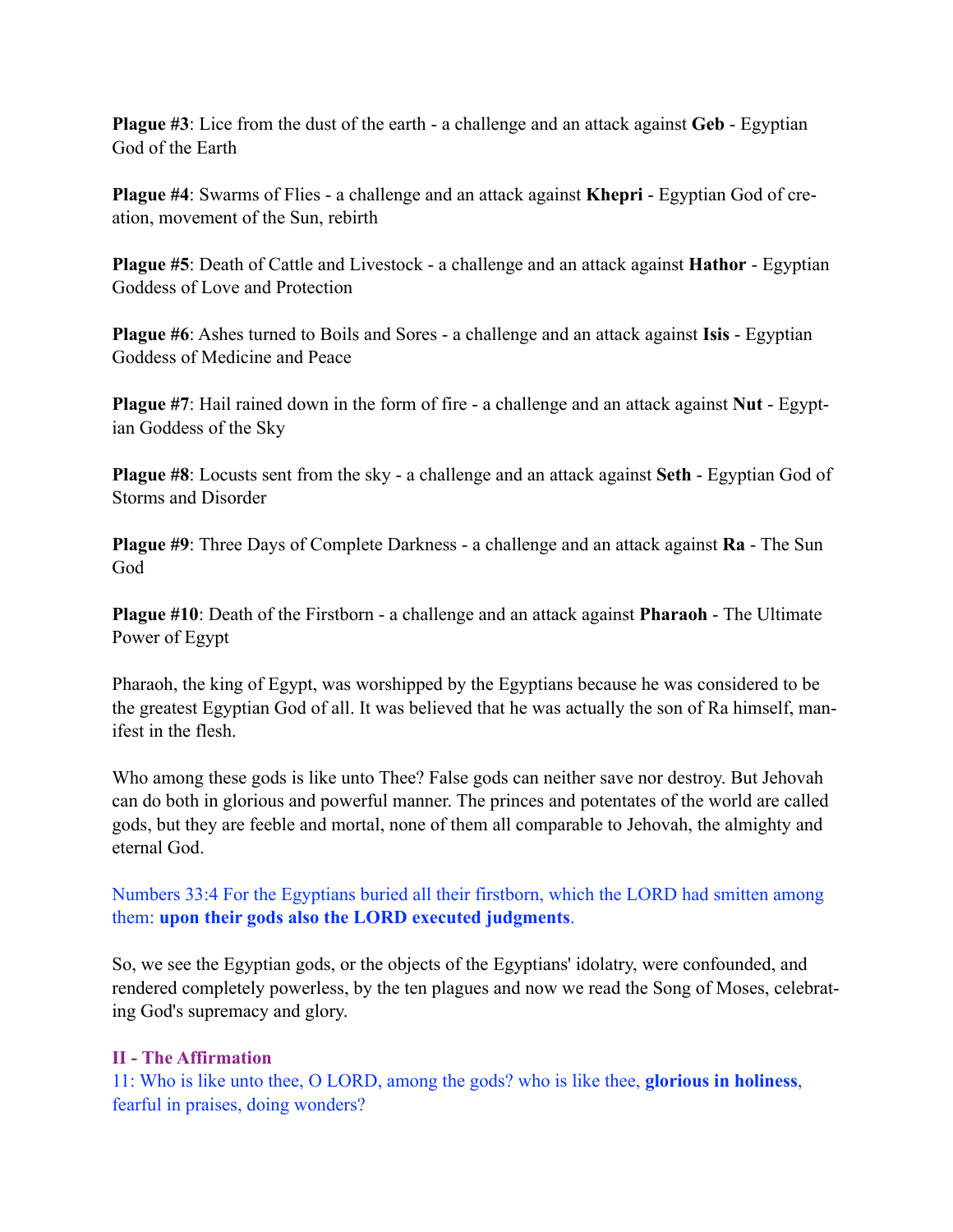**Plague #3**: Lice from the dust of the earth - a challenge and an attack against **Geb** - Egyptian God of the Earth

**Plague #4**: Swarms of Flies - a challenge and an attack against **Khepri** - Egyptian God of creation, movement of the Sun, rebirth

**Plague #5**: Death of Cattle and Livestock - a challenge and an attack against **Hathor** - Egyptian Goddess of Love and Protection

**Plague #6**: Ashes turned to Boils and Sores - a challenge and an attack against **Isis** - Egyptian Goddess of Medicine and Peace

**Plague #7**: Hail rained down in the form of fire - a challenge and an attack against **Nut** - Egyptian Goddess of the Sky

**Plague #8**: Locusts sent from the sky - a challenge and an attack against **Seth** - Egyptian God of Storms and Disorder

**Plague #9**: Three Days of Complete Darkness - a challenge and an attack against **Ra** - The Sun God

**Plague #10**: Death of the Firstborn - a challenge and an attack against **Pharaoh** - The Ultimate Power of Egypt

Pharaoh, the king of Egypt, was worshipped by the Egyptians because he was considered to be the greatest Egyptian God of all. It was believed that he was actually the son of Ra himself, manifest in the flesh.

Who among these gods is like unto Thee? False gods can neither save nor destroy. But Jehovah can do both in glorious and powerful manner. The princes and potentates of the world are called gods, but they are feeble and mortal, none of them all comparable to Jehovah, the almighty and eternal God.

Numbers 33:4 For the Egyptians buried all their firstborn, which the LORD had smitten among them: **upon their gods also the LORD executed judgments**.

So, we see the Egyptian gods, or the objects of the Egyptians' idolatry, were confounded, and rendered completely powerless, by the ten plagues and now we read the Song of Moses, celebrating God's supremacy and glory.

### II - The Affirmation

11: Who is like unto thee, O LORD, among the gods? who is like thee, **glorious in holiness**, fearful in praises, doing wonders?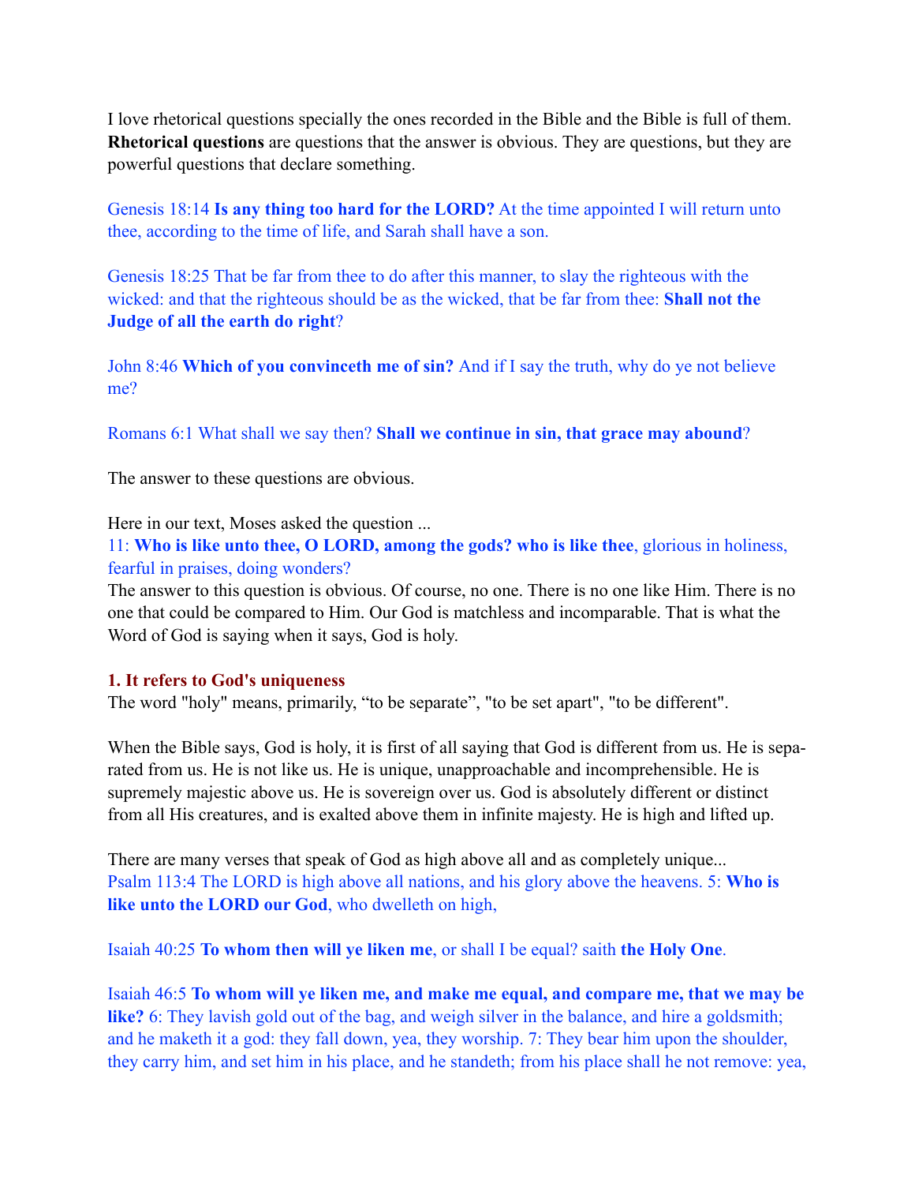I love rhetorical questions specially the ones recorded in the Bible and the Bible is full of them. **Rhetorical questions** are questions that the answer is obvious. They are questions, but they are powerful questions that declare something.

Genesis 18:14 **Is any thing too hard for the LORD?** At the time appointed I will return unto thee, according to the time of life, and Sarah shall have a son.

Genesis 18:25 That be far from thee to do after this manner, to slay the righteous with the wicked: and that the righteous should be as the wicked, that be far from thee: **Shall not the Judge of all the earth do right**?

John 8:46 **Which of you convinceth me of sin?** And if I say the truth, why do ye not believe me?

Romans 6:1 What shall we say then? **Shall we continue in sin, that grace may abound**?

The answer to these questions are obvious.

Here in our text, Moses asked the question ...
11: **Who is like unto thee, O LORD, among the gods? who is like thee**, glorious in holiness, fearful in praises, doing wonders?
The answer to this question is obvious. Of course, no one. There is no one like Him. There is no one that could be compared to Him. Our God is matchless and incomparable. That is what the Word of God is saying when it says, God is holy.

**1. It refers to God's uniqueness**
The word "holy" means, primarily, “to be separate”, "to be set apart", "to be different".

When the Bible says, God is holy, it is first of all saying that God is different from us. He is separated from us. He is not like us. He is unique, unapproachable and incomprehensible. He is supremely majestic above us. He is sovereign over us. God is absolutely different or distinct from all His creatures, and is exalted above them in infinite majesty. He is high and lifted up.

There are many verses that speak of God as high above all and as completely unique...
Psalm 113:4 The LORD is high above all nations, and his glory above the heavens. 5: **Who is like unto the LORD our God**, who dwelleth on high,

Isaiah 40:25 **To whom then will ye liken me**, or shall I be equal? saith **the Holy One**.

Isaiah 46:5 **To whom will ye liken me, and make me equal, and compare me, that we may be like?** 6: They lavish gold out of the bag, and weigh silver in the balance, and hire a goldsmith; and he maketh it a god: they fall down, yea, they worship. 7: They bear him upon the shoulder, they carry him, and set him in his place, and he standeth; from his place shall he not remove: yea,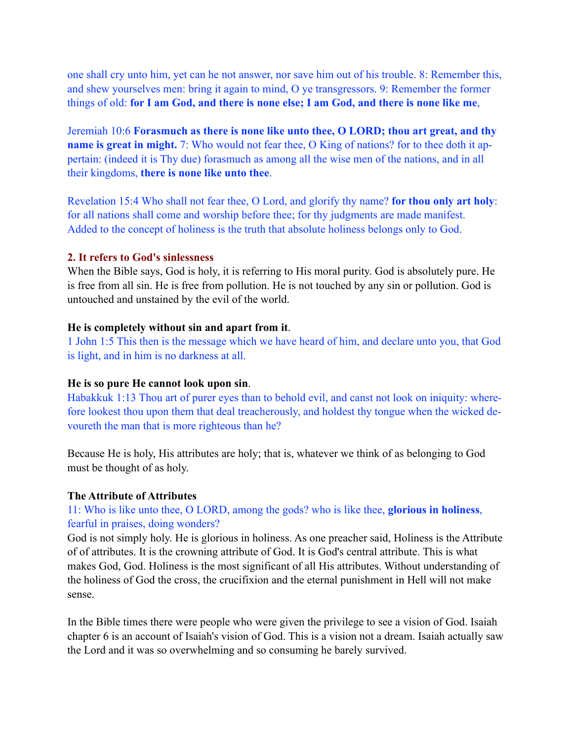one shall cry unto him, yet can he not answer, nor save him out of his trouble. 8: Remember this, and shew yourselves men: bring it again to mind, O ye transgressors. 9: Remember the former things of old: **for I am God, and there is none else; I am God, and there is none like me**,

Jeremiah 10:6 **Forasmuch as there is none like unto thee, O LORD; thou art great, and thy name is great in might.** 7: Who would not fear thee, O King of nations? for to thee doth it appertain: (indeed it is Thy due) forasmuch as among all the wise men of the nations, and in all their kingdoms, **there is none like unto thee**.

Revelation 15:4 Who shall not fear thee, O Lord, and glorify thy name? **for thou only art holy**: for all nations shall come and worship before thee; for thy judgments are made manifest. Added to the concept of holiness is the truth that absolute holiness belongs only to God.

### 2. It refers to God's sinlessness

When the Bible says, God is holy, it is referring to His moral purity. God is absolutely pure. He is free from all sin. He is free from pollution. He is not touched by any sin or pollution. God is untouched and unstained by the evil of the world.

**He is completely without sin and apart from it**.

1 John 1:5 This then is the message which we have heard of him, and declare unto you, that God is light, and in him is no darkness at all.

**He is so pure He cannot look upon sin**.

Habakkuk 1:13 Thou art of purer eyes than to behold evil, and canst not look on iniquity: wherefore lookest thou upon them that deal treacherously, and holdest thy tongue when the wicked devoureth the man that is more righteous than he?

Because He is holy, His attributes are holy; that is, whatever we think of as belonging to God must be thought of as holy.

**The Attribute of Attributes**

11: Who is like unto thee, O LORD, among the gods? who is like thee, **glorious in holiness**, fearful in praises, doing wonders?

God is not simply holy. He is glorious in holiness. As one preacher said, Holiness is the Attribute of of attributes. It is the crowning attribute of God. It is God's central attribute. This is what makes God, God. Holiness is the most significant of all His attributes. Without understanding of the holiness of God the cross, the crucifixion and the eternal punishment in Hell will not make sense.

In the Bible times there were people who were given the privilege to see a vision of God. Isaiah chapter 6 is an account of Isaiah's vision of God. This is a vision not a dream. Isaiah actually saw the Lord and it was so overwhelming and so consuming he barely survived.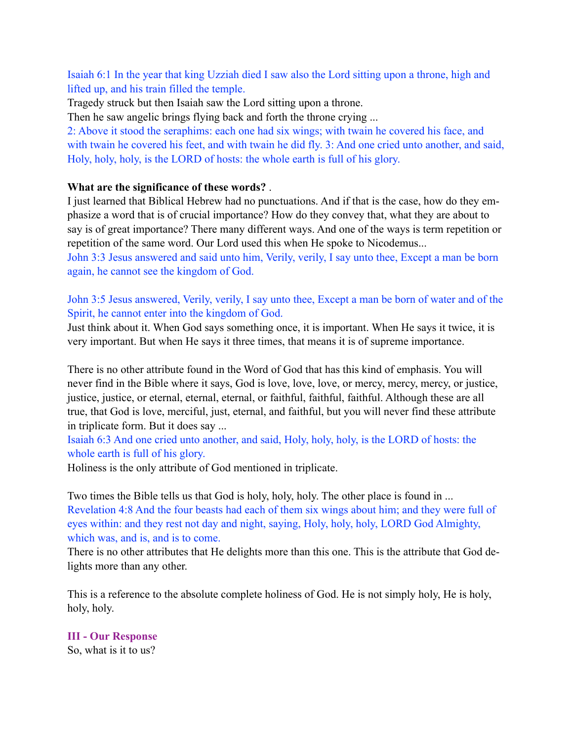Isaiah 6:1 In the year that king Uzziah died I saw also the Lord sitting upon a throne, high and lifted up, and his train filled the temple.

Tragedy struck but then Isaiah saw the Lord sitting upon a throne.

Then he saw angelic brings flying back and forth the throne crying ...

2: Above it stood the seraphims: each one had six wings; with twain he covered his face, and with twain he covered his feet, and with twain he did fly. 3: And one cried unto another, and said, Holy, holy, holy, is the LORD of hosts: the whole earth is full of his glory.

**What are the significance of these words?** .

I just learned that Biblical Hebrew had no punctuations. And if that is the case, how do they emphasize a word that is of crucial importance? How do they convey that, what they are about to say is of great importance? There many different ways. And one of the ways is term repetition or repetition of the same word. Our Lord used this when He spoke to Nicodemus...

John 3:3 Jesus answered and said unto him, Verily, verily, I say unto thee, Except a man be born again, he cannot see the kingdom of God.

John 3:5 Jesus answered, Verily, verily, I say unto thee, Except a man be born of water and of the Spirit, he cannot enter into the kingdom of God.

Just think about it. When God says something once, it is important. When He says it twice, it is very important. But when He says it three times, that means it is of supreme importance.

There is no other attribute found in the Word of God that has this kind of emphasis. You will never find in the Bible where it says, God is love, love, love, or mercy, mercy, mercy, or justice, justice, justice, or eternal, eternal, eternal, or faithful, faithful, faithful. Although these are all true, that God is love, merciful, just, eternal, and faithful, but you will never find these attribute in triplicate form. But it does say ...

Isaiah 6:3 And one cried unto another, and said, Holy, holy, holy, is the LORD of hosts: the whole earth is full of his glory.

Holiness is the only attribute of God mentioned in triplicate.

Two times the Bible tells us that God is holy, holy, holy. The other place is found in ...

Revelation 4:8 And the four beasts had each of them six wings about him; and they were full of eyes within: and they rest not day and night, saying, Holy, holy, holy, LORD God Almighty, which was, and is, and is to come.

There is no other attributes that He delights more than this one. This is the attribute that God delights more than any other.

This is a reference to the absolute complete holiness of God. He is not simply holy, He is holy, holy, holy.

## III - Our Response

So, what is it to us?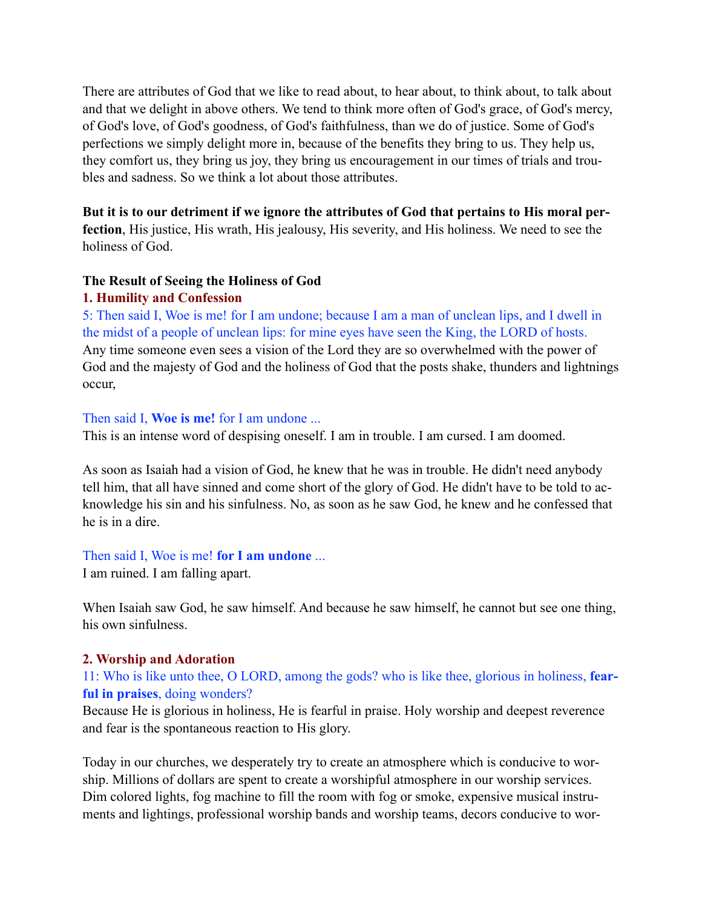There are attributes of God that we like to read about, to hear about, to think about, to talk about and that we delight in above others. We tend to think more often of God's grace, of God's mercy, of God's love, of God's goodness, of God's faithfulness, than we do of justice. Some of God's perfections we simply delight more in, because of the benefits they bring to us. They help us, they comfort us, they bring us joy, they bring us encouragement in our times of trials and troubles and sadness. So we think a lot about those attributes.

**But it is to our detriment if we ignore the attributes of God that pertains to His moral perfection**, His justice, His wrath, His jealousy, His severity, and His holiness. We need to see the holiness of God.

**The Result of Seeing the Holiness of God**

**1. Humility and Confession**

5: Then said I, Woe is me! for I am undone; because I am a man of unclean lips, and I dwell in the midst of a people of unclean lips: for mine eyes have seen the King, the LORD of hosts.

Any time someone even sees a vision of the Lord they are so overwhelmed with the power of God and the majesty of God and the holiness of God that the posts shake, thunders and lightnings occur,

Then said I, **Woe is me!** for I am undone ...

This is an intense word of despising oneself. I am in trouble. I am cursed. I am doomed.

As soon as Isaiah had a vision of God, he knew that he was in trouble. He didn't need anybody tell him, that all have sinned and come short of the glory of God. He didn't have to be told to acknowledge his sin and his sinfulness. No, as soon as he saw God, he knew and he confessed that he is in a dire.

Then said I, Woe is me! **for I am undone** ...

I am ruined. I am falling apart.

When Isaiah saw God, he saw himself. And because he saw himself, he cannot but see one thing, his own sinfulness.

**2. Worship and Adoration**

11: Who is like unto thee, O LORD, among the gods? who is like thee, glorious in holiness, **fearful in praises**, doing wonders?

Because He is glorious in holiness, He is fearful in praise. Holy worship and deepest reverence and fear is the spontaneous reaction to His glory.

Today in our churches, we desperately try to create an atmosphere which is conducive to worship. Millions of dollars are spent to create a worshipful atmosphere in our worship services. Dim colored lights, fog machine to fill the room with fog or smoke, expensive musical instruments and lightings, professional worship bands and worship teams, decors conducive to wor-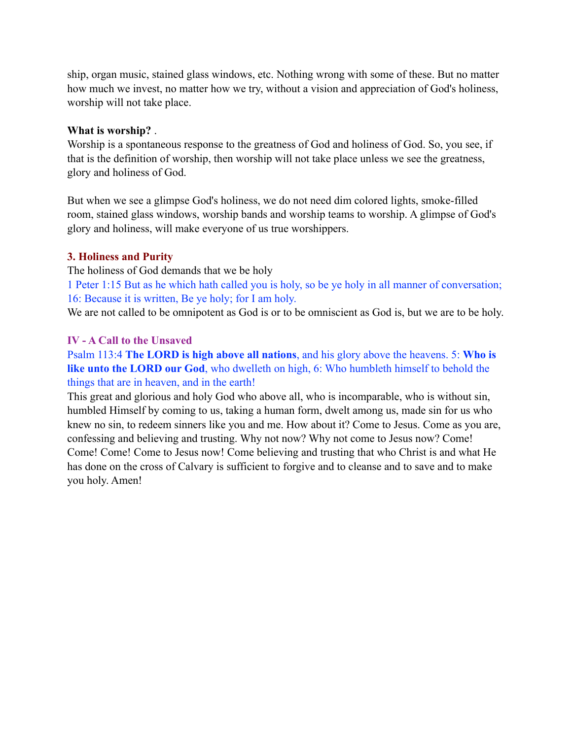ship, organ music, stained glass windows, etc. Nothing wrong with some of these. But no matter how much we invest, no matter how we try, without a vision and appreciation of God's holiness, worship will not take place.

**What is worship?** .
Worship is a spontaneous response to the greatness of God and holiness of God. So, you see, if that is the definition of worship, then worship will not take place unless we see the greatness, glory and holiness of God.

But when we see a glimpse God's holiness, we do not need dim colored lights, smoke-filled room, stained glass windows, worship bands and worship teams to worship. A glimpse of God's glory and holiness, will make everyone of us true worshippers.

### 3. Holiness and Purity

The holiness of God demands that we be holy
1 Peter 1:15 But as he which hath called you is holy, so be ye holy in all manner of conversation; 16: Because it is written, Be ye holy; for I am holy.
We are not called to be omnipotent as God is or to be omniscient as God is, but we are to be holy.

## IV - A Call to the Unsaved

Psalm 113:4 **The LORD is high above all nations**, and his glory above the heavens. 5: **Who is like unto the LORD our God**, who dwelleth on high, 6: Who humbleth himself to behold the things that are in heaven, and in the earth!
This great and glorious and holy God who above all, who is incomparable, who is without sin, humbled Himself by coming to us, taking a human form, dwelt among us, made sin for us who knew no sin, to redeem sinners like you and me. How about it? Come to Jesus. Come as you are, confessing and believing and trusting. Why not now? Why not come to Jesus now? Come! Come! Come! Come to Jesus now! Come believing and trusting that who Christ is and what He has done on the cross of Calvary is sufficient to forgive and to cleanse and to save and to make you holy. Amen!